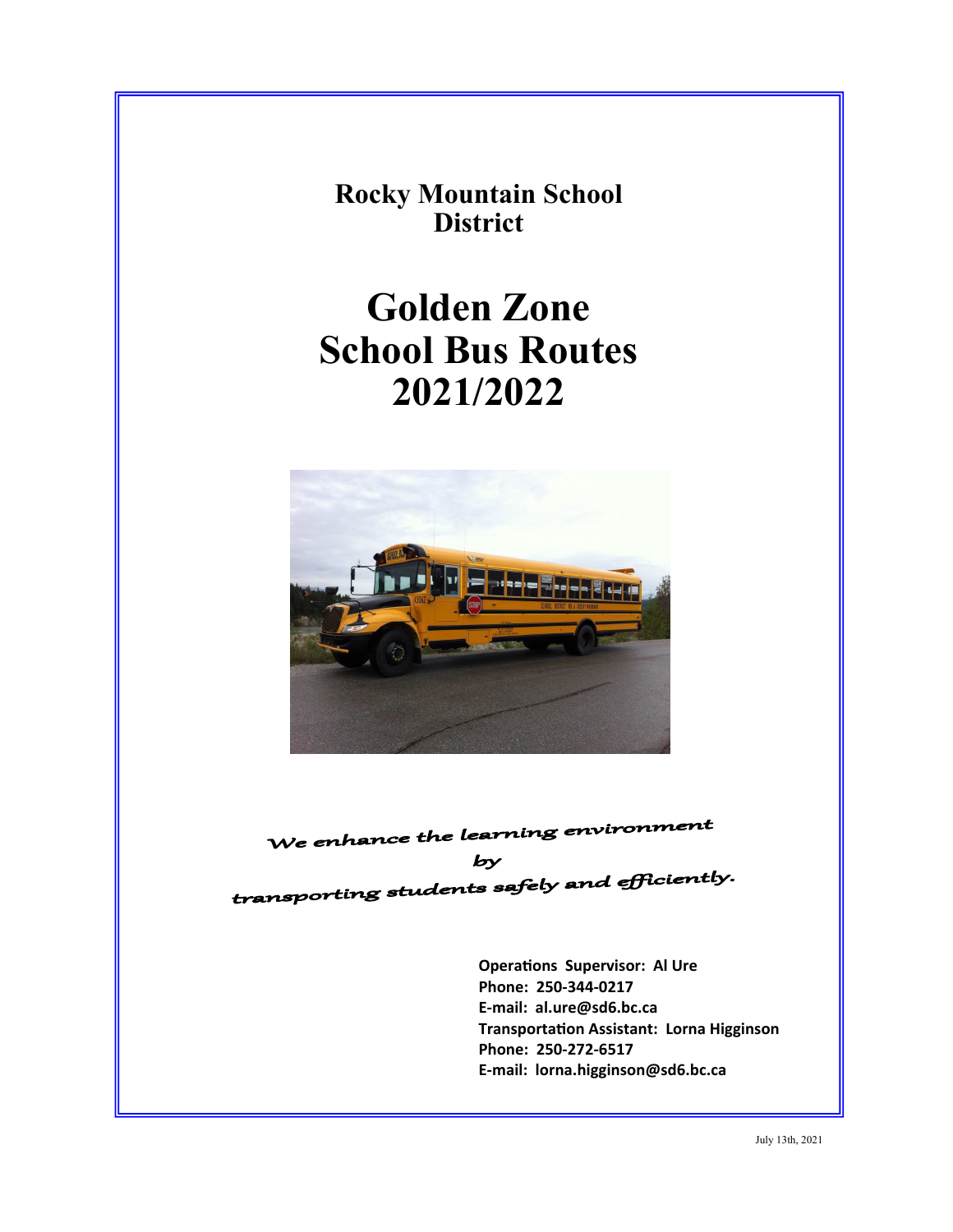# Rocky Mountain School District

# Golden Zone School Bus Routes 2021/2022

*We enhance the learning environment by transporting students safely and efficiently.*

**Operations Supervisor: Al Ure**
**Phone: 250-344-0217**
**E-mail: al.ure@sd6.bc.ca**
**Transportation Assistant: Lorna Higginson**
**Phone: 250-272-6517**
**E-mail: lorna.higginson@sd6.bc.ca**

July 13th, 2021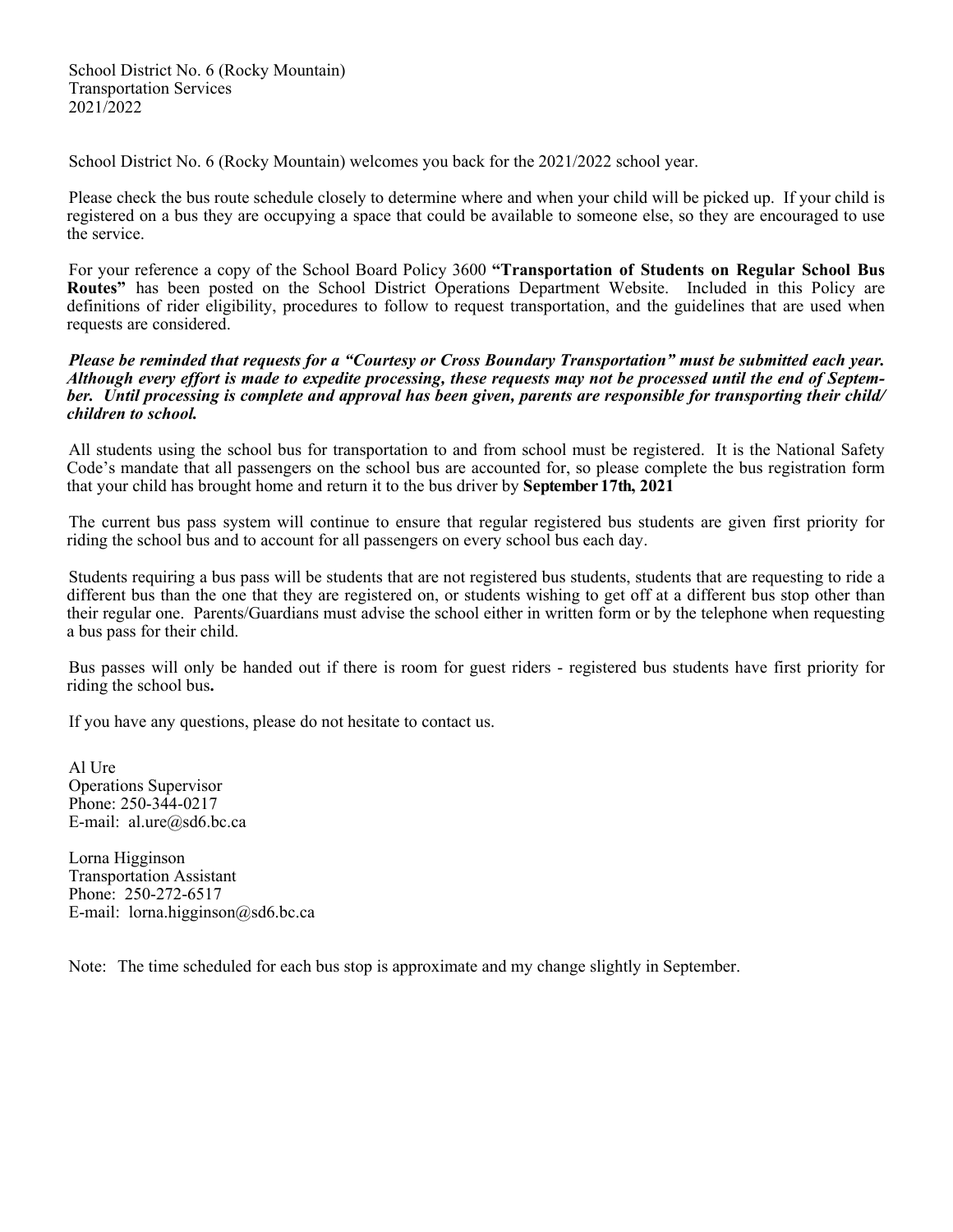School District No. 6 (Rocky Mountain)
Transportation Services
2021/2022

School District No. 6 (Rocky Mountain) welcomes you back for the 2021/2022 school year.

Please check the bus route schedule closely to determine where and when your child will be picked up. If your child is registered on a bus they are occupying a space that could be available to someone else, so they are encouraged to use the service.

For your reference a copy of the School Board Policy 3600 **"Transportation of Students on Regular School Bus Routes"** has been posted on the School District Operations Department Website. Included in this Policy are definitions of rider eligibility, procedures to follow to request transportation, and the guidelines that are used when requests are considered.

***Please be reminded that requests for a "Courtesy or Cross Boundary Transportation" must be submitted each year. Although every effort is made to expedite processing, these requests may not be processed until the end of September. Until processing is complete and approval has been given, parents are responsible for transporting their child/children to school.***

All students using the school bus for transportation to and from school must be registered. It is the National Safety Code's mandate that all passengers on the school bus are accounted for, so please complete the bus registration form that your child has brought home and return it to the bus driver by **September 17th, 2021**

The current bus pass system will continue to ensure that regular registered bus students are given first priority for riding the school bus and to account for all passengers on every school bus each day.

Students requiring a bus pass will be students that are not registered bus students, students that are requesting to ride a different bus than the one that they are registered on, or students wishing to get off at a different bus stop other than their regular one. Parents/Guardians must advise the school either in written form or by the telephone when requesting a bus pass for their child.

Bus passes will only be handed out if there is room for guest riders - registered bus students have first priority for riding the school bus**.**

If you have any questions, please do not hesitate to contact us.

Al Ure
Operations Supervisor
Phone: 250-344-0217
E-mail: al.ure@sd6.bc.ca

Lorna Higginson
Transportation Assistant
Phone: 250-272-6517
E-mail: lorna.higginson@sd6.bc.ca

Note: The time scheduled for each bus stop is approximate and my change slightly in September.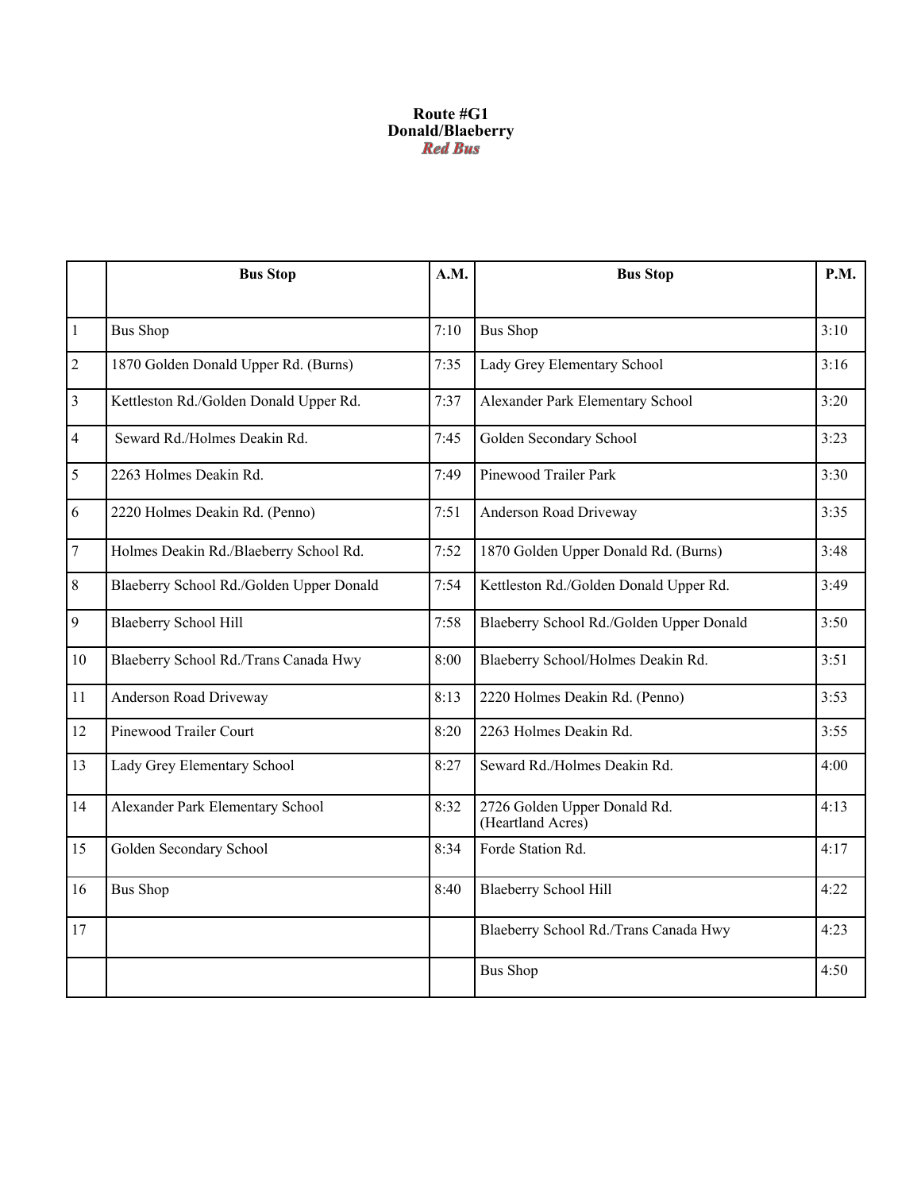**Route #G1**
**Donald/Blaeberry**
***Red Bus***

| | Bus Stop | A.M. | Bus Stop | P.M. |
|---|---|---|---|---|
| 1 | Bus Shop | 7:10 | Bus Shop | 3:10 |
| 2 | 1870 Golden Donald Upper Rd. (Burns) | 7:35 | Lady Grey Elementary School | 3:16 |
| 3 | Kettleston Rd./Golden Donald Upper Rd. | 7:37 | Alexander Park Elementary School | 3:20 |
| 4 | Seward Rd./Holmes Deakin Rd. | 7:45 | Golden Secondary School | 3:23 |
| 5 | 2263 Holmes Deakin Rd. | 7:49 | Pinewood Trailer Park | 3:30 |
| 6 | 2220 Holmes Deakin Rd. (Penno) | 7:51 | Anderson Road Driveway | 3:35 |
| 7 | Holmes Deakin Rd./Blaeberry School Rd. | 7:52 | 1870 Golden Upper Donald Rd. (Burns) | 3:48 |
| 8 | Blaeberry School Rd./Golden Upper Donald | 7:54 | Kettleston Rd./Golden Donald Upper Rd. | 3:49 |
| 9 | Blaeberry School Hill | 7:58 | Blaeberry School Rd./Golden Upper Donald | 3:50 |
| 10 | Blaeberry School Rd./Trans Canada Hwy | 8:00 | Blaeberry School/Holmes Deakin Rd. | 3:51 |
| 11 | Anderson Road Driveway | 8:13 | 2220 Holmes Deakin Rd. (Penno) | 3:53 |
| 12 | Pinewood Trailer Court | 8:20 | 2263 Holmes Deakin Rd. | 3:55 |
| 13 | Lady Grey Elementary School | 8:27 | Seward Rd./Holmes Deakin Rd. | 4:00 |
| 14 | Alexander Park Elementary School | 8:32 | 2726 Golden Upper Donald Rd. (Heartland Acres) | 4:13 |
| 15 | Golden Secondary School | 8:34 | Forde Station Rd. | 4:17 |
| 16 | Bus Shop | 8:40 | Blaeberry School Hill | 4:22 |
| 17 | | | Blaeberry School Rd./Trans Canada Hwy | 4:23 |
| | | | Bus Shop | 4:50 |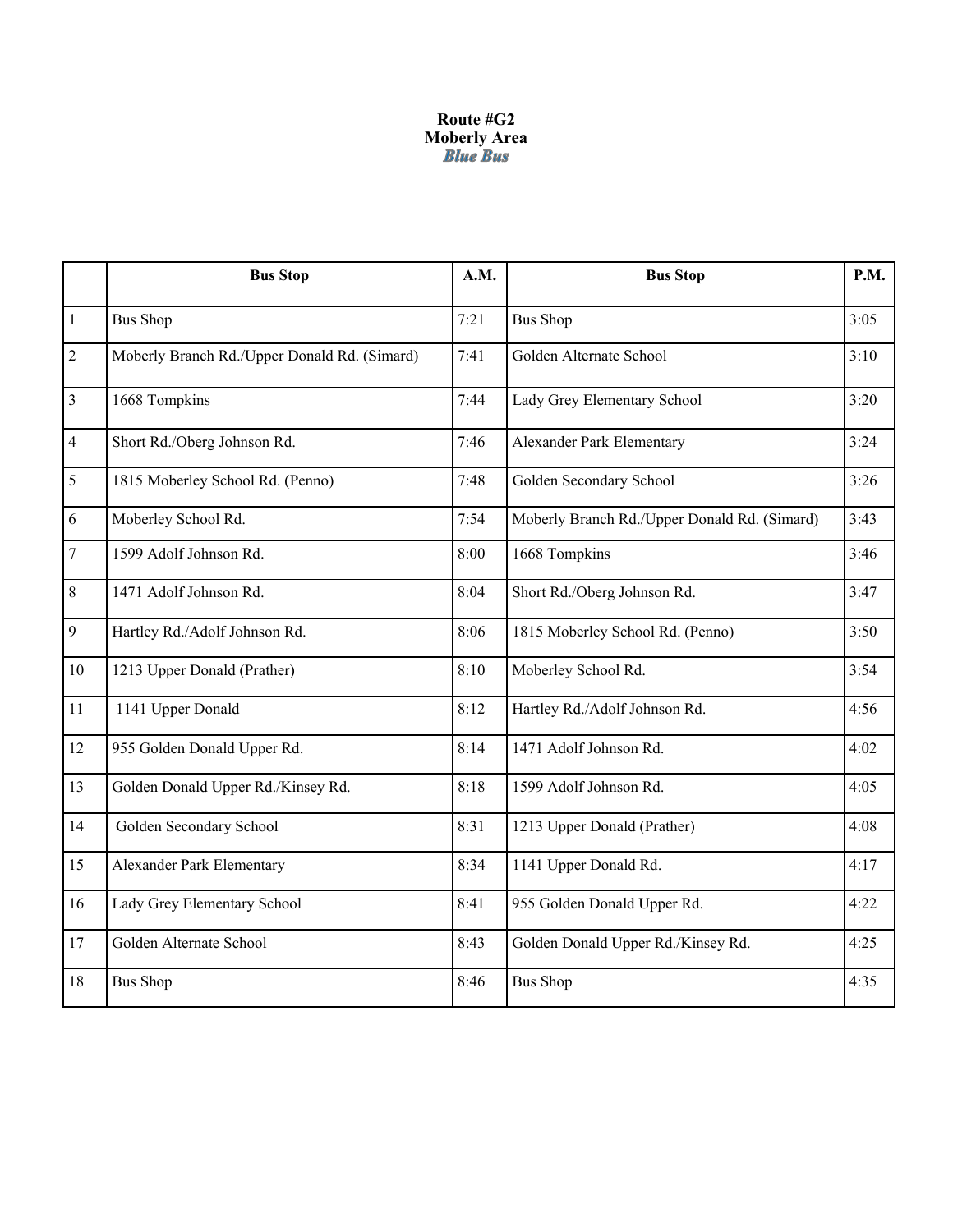**Route #G2**
**Moberly Area**
***Blue Bus***

| | Bus Stop | A.M. | Bus Stop | P.M. |
|---|---|---|---|---|
| 1 | Bus Shop | 7:21 | Bus Shop | 3:05 |
| 2 | Moberly Branch Rd./Upper Donald Rd. (Simard) | 7:41 | Golden Alternate School | 3:10 |
| 3 | 1668 Tompkins | 7:44 | Lady Grey Elementary School | 3:20 |
| 4 | Short Rd./Oberg Johnson Rd. | 7:46 | Alexander Park Elementary | 3:24 |
| 5 | 1815 Moberley School Rd. (Penno) | 7:48 | Golden Secondary School | 3:26 |
| 6 | Moberley School Rd. | 7:54 | Moberly Branch Rd./Upper Donald Rd. (Simard) | 3:43 |
| 7 | 1599 Adolf Johnson Rd. | 8:00 | 1668 Tompkins | 3:46 |
| 8 | 1471 Adolf Johnson Rd. | 8:04 | Short Rd./Oberg Johnson Rd. | 3:47 |
| 9 | Hartley Rd./Adolf Johnson Rd. | 8:06 | 1815 Moberley School Rd. (Penno) | 3:50 |
| 10 | 1213 Upper Donald (Prather) | 8:10 | Moberley School Rd. | 3:54 |
| 11 | 1141 Upper Donald | 8:12 | Hartley Rd./Adolf Johnson Rd. | 4:56 |
| 12 | 955 Golden Donald Upper Rd. | 8:14 | 1471 Adolf Johnson Rd. | 4:02 |
| 13 | Golden Donald Upper Rd./Kinsey Rd. | 8:18 | 1599 Adolf Johnson Rd. | 4:05 |
| 14 | Golden Secondary School | 8:31 | 1213 Upper Donald (Prather) | 4:08 |
| 15 | Alexander Park Elementary | 8:34 | 1141 Upper Donald Rd. | 4:17 |
| 16 | Lady Grey Elementary School | 8:41 | 955 Golden Donald Upper Rd. | 4:22 |
| 17 | Golden Alternate School | 8:43 | Golden Donald Upper Rd./Kinsey Rd. | 4:25 |
| 18 | Bus Shop | 8:46 | Bus Shop | 4:35 |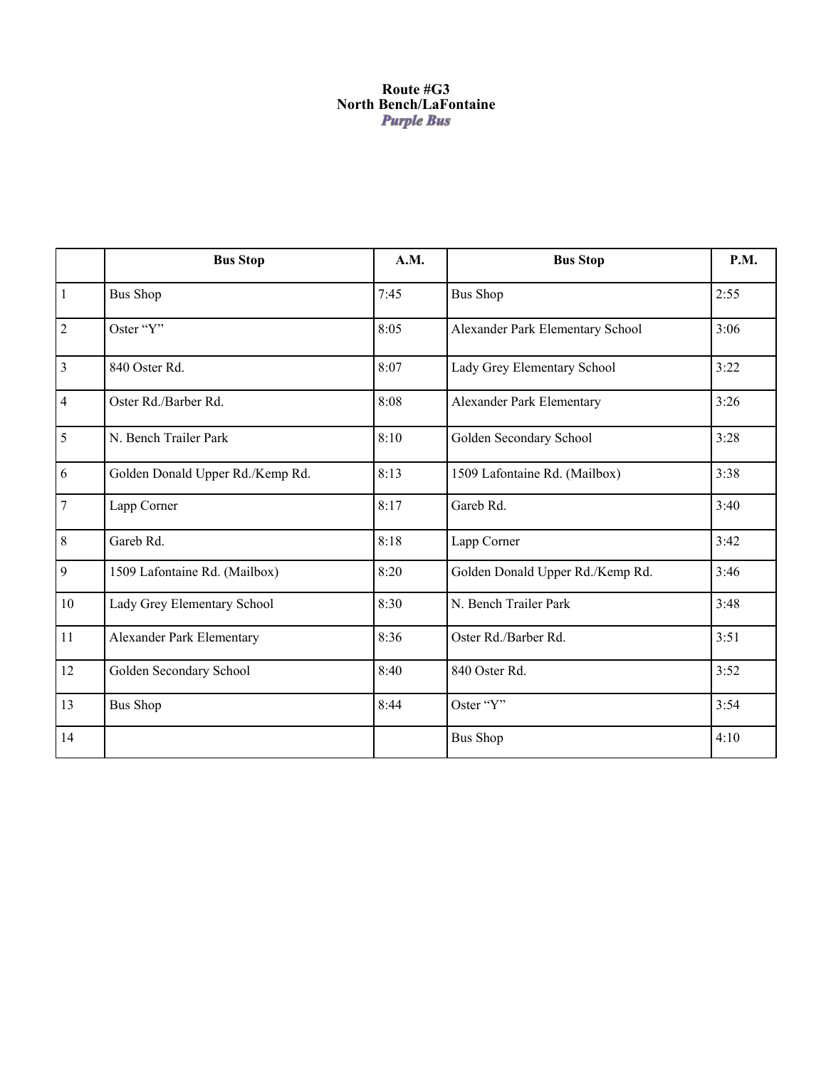# Route #G3
## North Bench/LaFontaine
***Purple Bus***

| | Bus Stop | A.M. | Bus Stop | P.M. |
|---|---|---|---|---|
| 1 | Bus Shop | 7:45 | Bus Shop | 2:55 |
| 2 | Oster “Y” | 8:05 | Alexander Park Elementary School | 3:06 |
| 3 | 840 Oster Rd. | 8:07 | Lady Grey Elementary School | 3:22 |
| 4 | Oster Rd./Barber Rd. | 8:08 | Alexander Park Elementary | 3:26 |
| 5 | N. Bench Trailer Park | 8:10 | Golden Secondary School | 3:28 |
| 6 | Golden Donald Upper Rd./Kemp Rd. | 8:13 | 1509 Lafontaine Rd. (Mailbox) | 3:38 |
| 7 | Lapp Corner | 8:17 | Gareb Rd. | 3:40 |
| 8 | Gareb Rd. | 8:18 | Lapp Corner | 3:42 |
| 9 | 1509 Lafontaine Rd. (Mailbox) | 8:20 | Golden Donald Upper Rd./Kemp Rd. | 3:46 |
| 10 | Lady Grey Elementary School | 8:30 | N. Bench Trailer Park | 3:48 |
| 11 | Alexander Park Elementary | 8:36 | Oster Rd./Barber Rd. | 3:51 |
| 12 | Golden Secondary School | 8:40 | 840 Oster Rd. | 3:52 |
| 13 | Bus Shop | 8:44 | Oster “Y” | 3:54 |
| 14 | | | Bus Shop | 4:10 |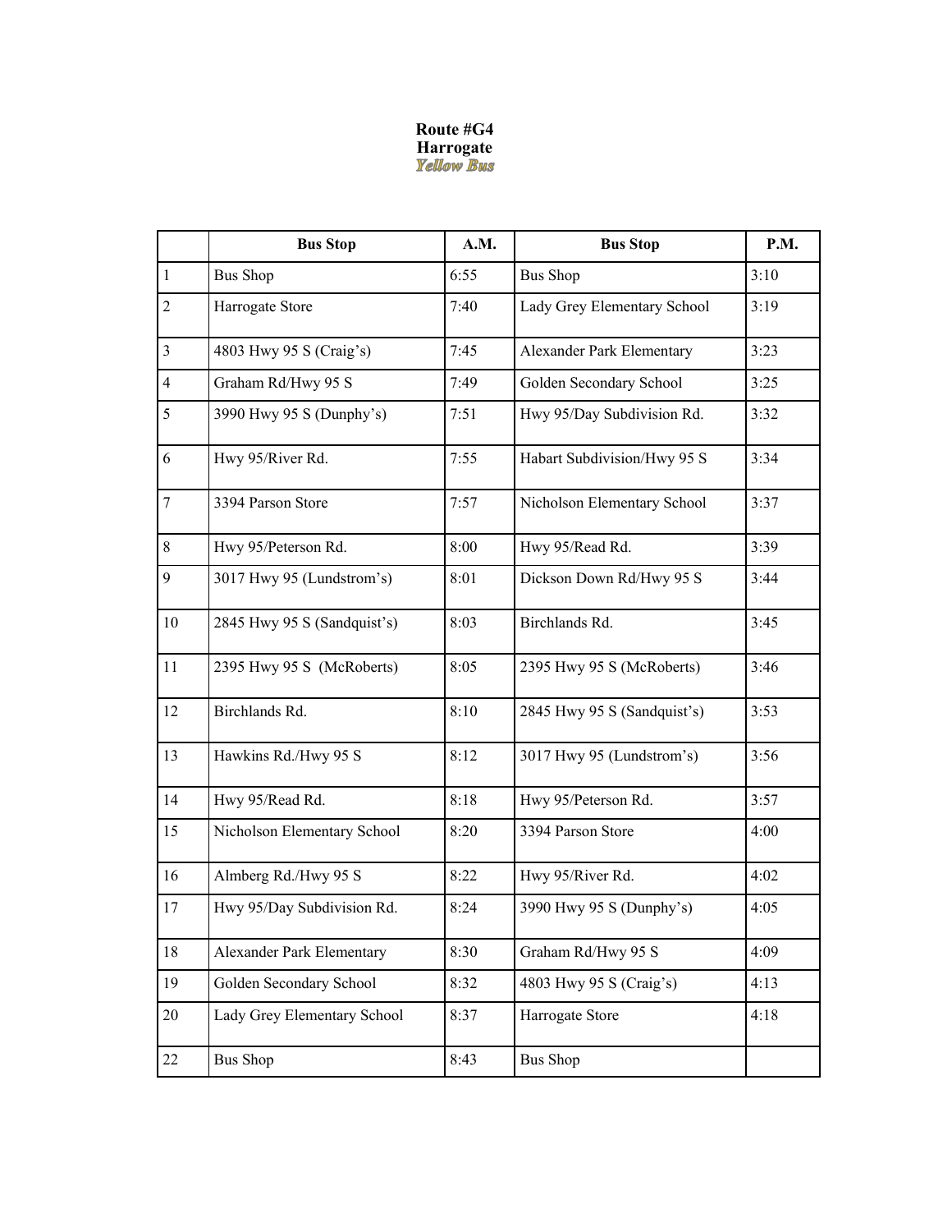**Route #G4**
**Harrogate**
***Yellow Bus***

| | Bus Stop | A.M. | Bus Stop | P.M. |
|---|---|---|---|---|
| 1 | Bus Shop | 6:55 | Bus Shop | 3:10 |
| 2 | Harrogate Store | 7:40 | Lady Grey Elementary School | 3:19 |
| 3 | 4803 Hwy 95 S (Craig's) | 7:45 | Alexander Park Elementary | 3:23 |
| 4 | Graham Rd/Hwy 95 S | 7:49 | Golden Secondary School | 3:25 |
| 5 | 3990 Hwy 95 S (Dunphy's) | 7:51 | Hwy 95/Day Subdivision Rd. | 3:32 |
| 6 | Hwy 95/River Rd. | 7:55 | Habart Subdivision/Hwy 95 S | 3:34 |
| 7 | 3394 Parson Store | 7:57 | Nicholson Elementary School | 3:37 |
| 8 | Hwy 95/Peterson Rd. | 8:00 | Hwy 95/Read Rd. | 3:39 |
| 9 | 3017 Hwy 95 (Lundstrom's) | 8:01 | Dickson Down Rd/Hwy 95 S | 3:44 |
| 10 | 2845 Hwy 95 S (Sandquist's) | 8:03 | Birchlands Rd. | 3:45 |
| 11 | 2395 Hwy 95 S (McRoberts) | 8:05 | 2395 Hwy 95 S (McRoberts) | 3:46 |
| 12 | Birchlands Rd. | 8:10 | 2845 Hwy 95 S (Sandquist's) | 3:53 |
| 13 | Hawkins Rd./Hwy 95 S | 8:12 | 3017 Hwy 95 (Lundstrom's) | 3:56 |
| 14 | Hwy 95/Read Rd. | 8:18 | Hwy 95/Peterson Rd. | 3:57 |
| 15 | Nicholson Elementary School | 8:20 | 3394 Parson Store | 4:00 |
| 16 | Almberg Rd./Hwy 95 S | 8:22 | Hwy 95/River Rd. | 4:02 |
| 17 | Hwy 95/Day Subdivision Rd. | 8:24 | 3990 Hwy 95 S (Dunphy's) | 4:05 |
| 18 | Alexander Park Elementary | 8:30 | Graham Rd/Hwy 95 S | 4:09 |
| 19 | Golden Secondary School | 8:32 | 4803 Hwy 95 S (Craig's) | 4:13 |
| 20 | Lady Grey Elementary School | 8:37 | Harrogate Store | 4:18 |
| 22 | Bus Shop | 8:43 | Bus Shop | |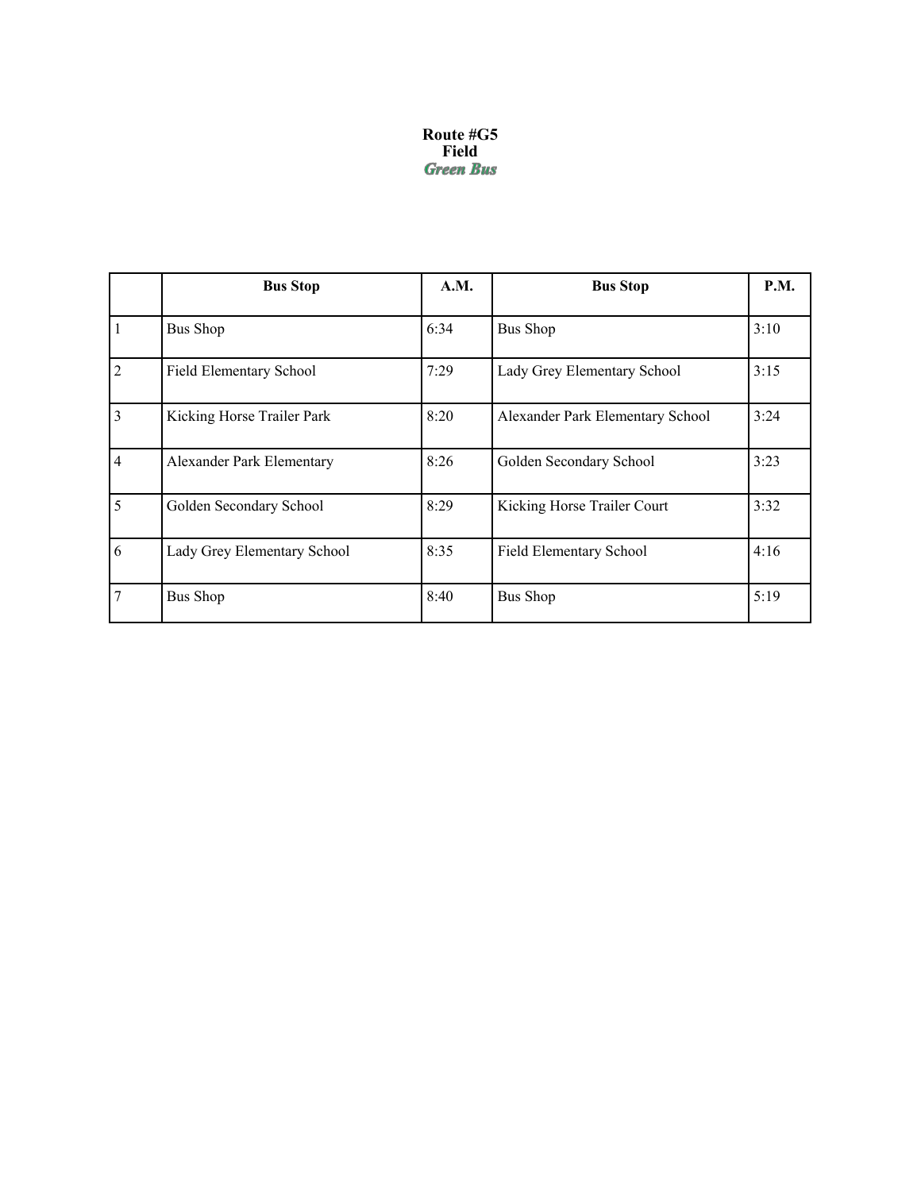**Route #G5**
**Field**
***Green Bus***

| | Bus Stop | A.M. | Bus Stop | P.M. |
|---|---|---|---|---|
| 1 | Bus Shop | 6:34 | Bus Shop | 3:10 |
| 2 | Field Elementary School | 7:29 | Lady Grey Elementary School | 3:15 |
| 3 | Kicking Horse Trailer Park | 8:20 | Alexander Park Elementary School | 3:24 |
| 4 | Alexander Park Elementary | 8:26 | Golden Secondary School | 3:23 |
| 5 | Golden Secondary School | 8:29 | Kicking Horse Trailer Court | 3:32 |
| 6 | Lady Grey Elementary School | 8:35 | Field Elementary School | 4:16 |
| 7 | Bus Shop | 8:40 | Bus Shop | 5:19 |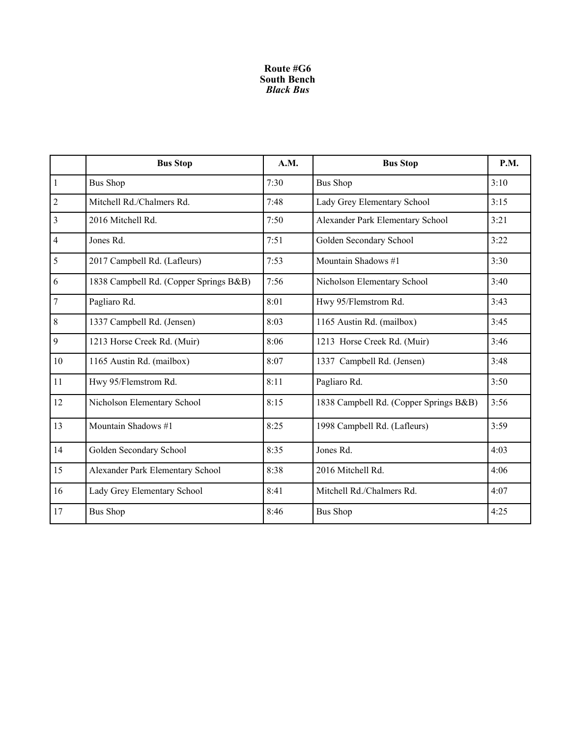**Route #G6**
**South Bench**
***Black Bus***

| | Bus Stop | A.M. | Bus Stop | P.M. |
|---|---|---|---|---|
| 1 | Bus Shop | 7:30 | Bus Shop | 3:10 |
| 2 | Mitchell Rd./Chalmers Rd. | 7:48 | Lady Grey Elementary School | 3:15 |
| 3 | 2016 Mitchell Rd. | 7:50 | Alexander Park Elementary School | 3:21 |
| 4 | Jones Rd. | 7:51 | Golden Secondary School | 3:22 |
| 5 | 2017 Campbell Rd. (Lafleurs) | 7:53 | Mountain Shadows #1 | 3:30 |
| 6 | 1838 Campbell Rd. (Copper Springs B&B) | 7:56 | Nicholson Elementary School | 3:40 |
| 7 | Pagliaro Rd. | 8:01 | Hwy 95/Flemstrom Rd. | 3:43 |
| 8 | 1337 Campbell Rd. (Jensen) | 8:03 | 1165 Austin Rd. (mailbox) | 3:45 |
| 9 | 1213 Horse Creek Rd. (Muir) | 8:06 | 1213 Horse Creek Rd. (Muir) | 3:46 |
| 10 | 1165 Austin Rd. (mailbox) | 8:07 | 1337 Campbell Rd. (Jensen) | 3:48 |
| 11 | Hwy 95/Flemstrom Rd. | 8:11 | Pagliaro Rd. | 3:50 |
| 12 | Nicholson Elementary School | 8:15 | 1838 Campbell Rd. (Copper Springs B&B) | 3:56 |
| 13 | Mountain Shadows #1 | 8:25 | 1998 Campbell Rd. (Lafleurs) | 3:59 |
| 14 | Golden Secondary School | 8:35 | Jones Rd. | 4:03 |
| 15 | Alexander Park Elementary School | 8:38 | 2016 Mitchell Rd. | 4:06 |
| 16 | Lady Grey Elementary School | 8:41 | Mitchell Rd./Chalmers Rd. | 4:07 |
| 17 | Bus Shop | 8:46 | Bus Shop | 4:25 |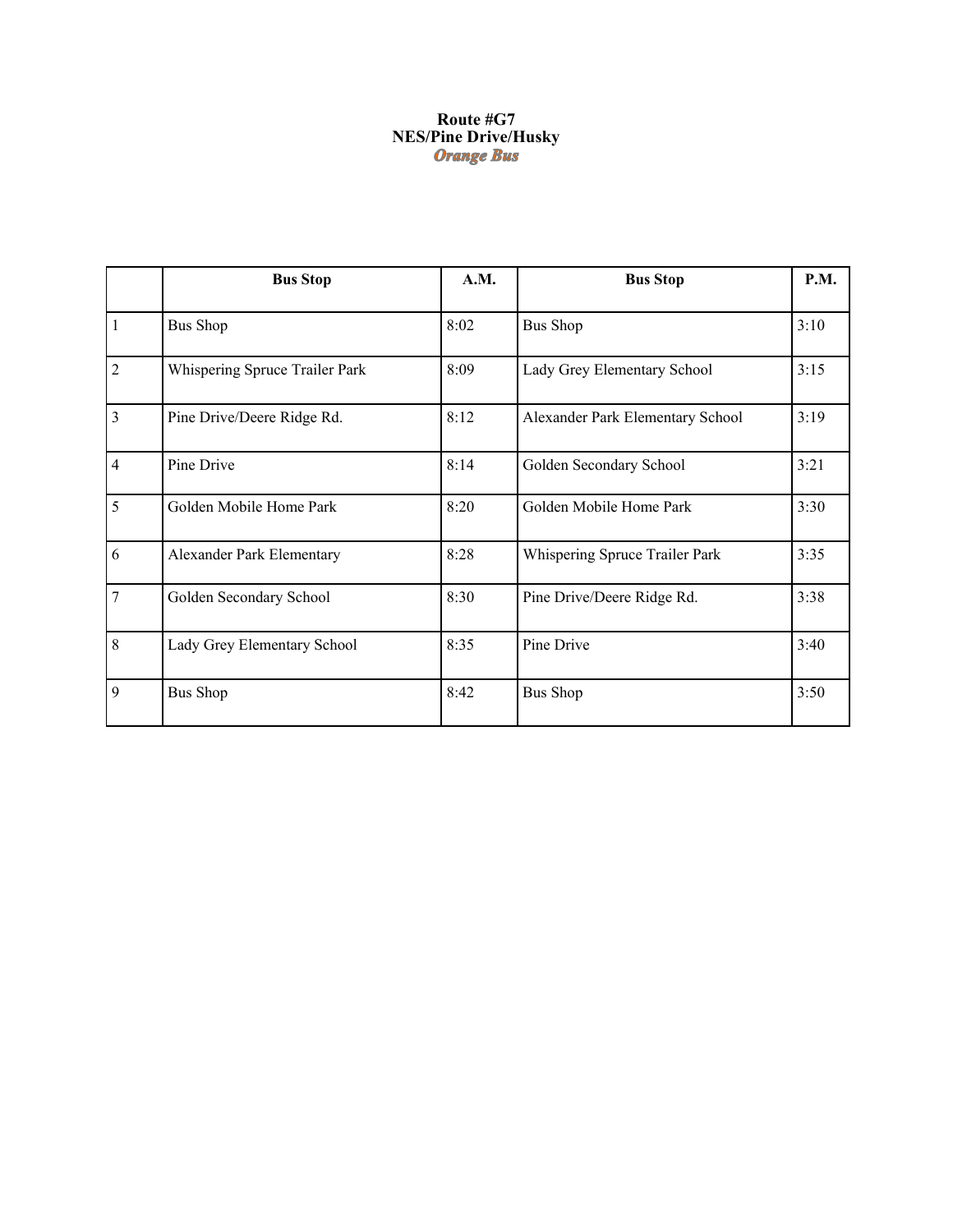**Route #G7**
**NES/Pine Drive/Husky**
***Orange Bus***

| | Bus Stop | A.M. | Bus Stop | P.M. |
|---|---|---|---|---|
| 1 | Bus Shop | 8:02 | Bus Shop | 3:10 |
| 2 | Whispering Spruce Trailer Park | 8:09 | Lady Grey Elementary School | 3:15 |
| 3 | Pine Drive/Deere Ridge Rd. | 8:12 | Alexander Park Elementary School | 3:19 |
| 4 | Pine Drive | 8:14 | Golden Secondary School | 3:21 |
| 5 | Golden Mobile Home Park | 8:20 | Golden Mobile Home Park | 3:30 |
| 6 | Alexander Park Elementary | 8:28 | Whispering Spruce Trailer Park | 3:35 |
| 7 | Golden Secondary School | 8:30 | Pine Drive/Deere Ridge Rd. | 3:38 |
| 8 | Lady Grey Elementary School | 8:35 | Pine Drive | 3:40 |
| 9 | Bus Shop | 8:42 | Bus Shop | 3:50 |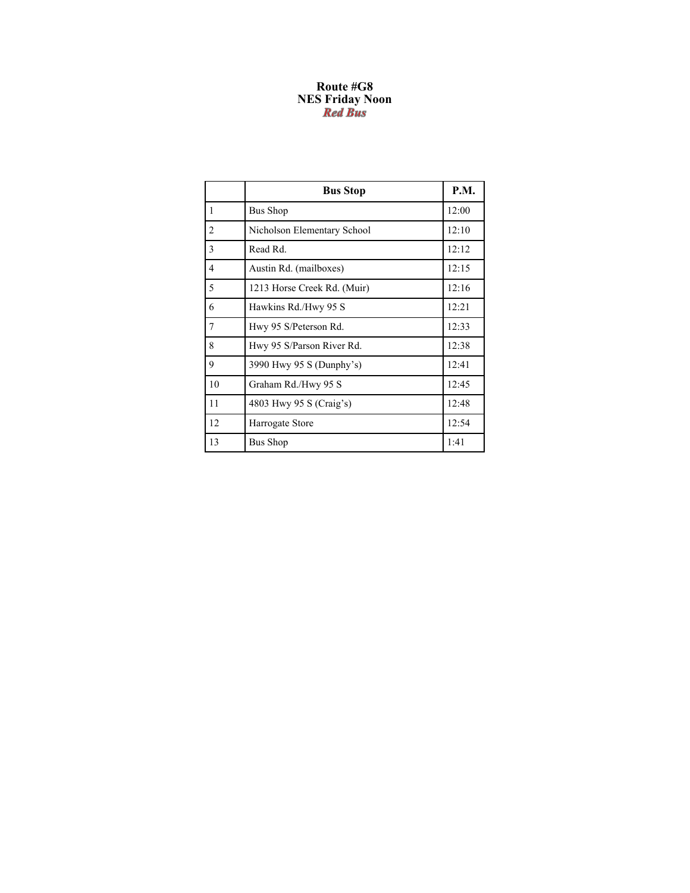**Route #G8**
**NES Friday Noon**
***Red Bus***

| | Bus Stop | P.M. |
|---|---|---|
| 1 | Bus Shop | 12:00 |
| 2 | Nicholson Elementary School | 12:10 |
| 3 | Read Rd. | 12:12 |
| 4 | Austin Rd. (mailboxes) | 12:15 |
| 5 | 1213 Horse Creek Rd. (Muir) | 12:16 |
| 6 | Hawkins Rd./Hwy 95 S | 12:21 |
| 7 | Hwy 95 S/Peterson Rd. | 12:33 |
| 8 | Hwy 95 S/Parson River Rd. | 12:38 |
| 9 | 3990 Hwy 95 S (Dunphy's) | 12:41 |
| 10 | Graham Rd./Hwy 95 S | 12:45 |
| 11 | 4803 Hwy 95 S (Craig's) | 12:48 |
| 12 | Harrogate Store | 12:54 |
| 13 | Bus Shop | 1:41 |